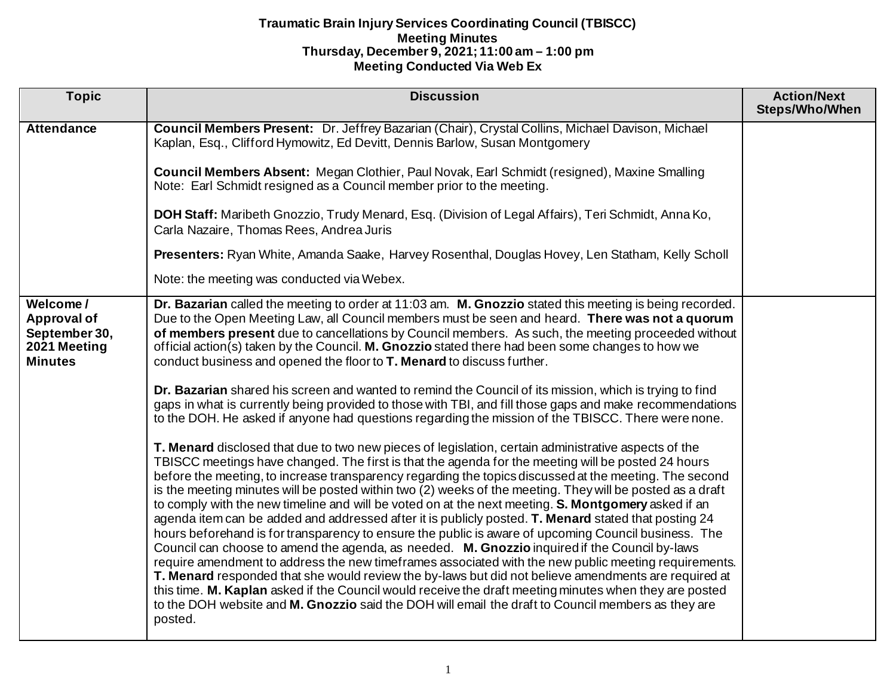**Traumatic Brain Injury Services Coordinating Council (TBISCC)**
**Meeting Minutes**
**Thursday, December 9, 2021; 11:00 am – 1:00 pm**
**Meeting Conducted Via Web Ex**

| Topic | Discussion | Action/Next Steps/Who/When |
|---|---|---|
| **Attendance** | **Council Members Present:** Dr. Jeffrey Bazarian (Chair), Crystal Collins, Michael Davison, Michael Kaplan, Esq., Clifford Hymowitz, Ed Devitt, Dennis Barlow, Susan Montgomery<br><br>**Council Members Absent:** Megan Clothier, Paul Novak, Earl Schmidt (resigned), Maxine Smalling<br>Note: Earl Schmidt resigned as a Council member prior to the meeting.<br><br>**DOH Staff:** Maribeth Gnozzio, Trudy Menard, Esq. (Division of Legal Affairs), Teri Schmidt, Anna Ko, Carla Nazaire, Thomas Rees, Andrea Juris<br><br>**Presenters:** Ryan White, Amanda Saake, Harvey Rosenthal, Douglas Hovey, Len Statham, Kelly Scholl<br><br>Note: the meeting was conducted via Webex. | |
| **Welcome / Approval of September 30, 2021 Meeting Minutes** | **Dr. Bazarian** called the meeting to order at 11:03 am. **M. Gnozzio** stated this meeting is being recorded. Due to the Open Meeting Law, all Council members must be seen and heard. **There was not a quorum of members present** due to cancellations by Council members. As such, the meeting proceeded without official action(s) taken by the Council. **M. Gnozzio** stated there had been some changes to how we conduct business and opened the floor to **T. Menard** to discuss further.<br><br>**Dr. Bazarian** shared his screen and wanted to remind the Council of its mission, which is trying to find gaps in what is currently being provided to those with TBI, and fill those gaps and make recommendations to the DOH. He asked if anyone had questions regarding the mission of the TBISCC. There were none.<br><br>**T. Menard** disclosed that due to two new pieces of legislation, certain administrative aspects of the TBISCC meetings have changed. The first is that the agenda for the meeting will be posted 24 hours before the meeting, to increase transparency regarding the topics discussed at the meeting. The second is the meeting minutes will be posted within two (2) weeks of the meeting. They will be posted as a draft to comply with the new timeline and will be voted on at the next meeting. **S. Montgomery** asked if an agenda item can be added and addressed after it is publicly posted. **T. Menard** stated that posting 24 hours beforehand is for transparency to ensure the public is aware of upcoming Council business. The Council can choose to amend the agenda, as needed. **M. Gnozzio** inquired if the Council by-laws require amendment to address the new timeframes associated with the new public meeting requirements. **T. Menard** responded that she would review the by-laws but did not believe amendments are required at this time. **M. Kaplan** asked if the Council would receive the draft meeting minutes when they are posted to the DOH website and **M. Gnozzio** said the DOH will email the draft to Council members as they are posted. | |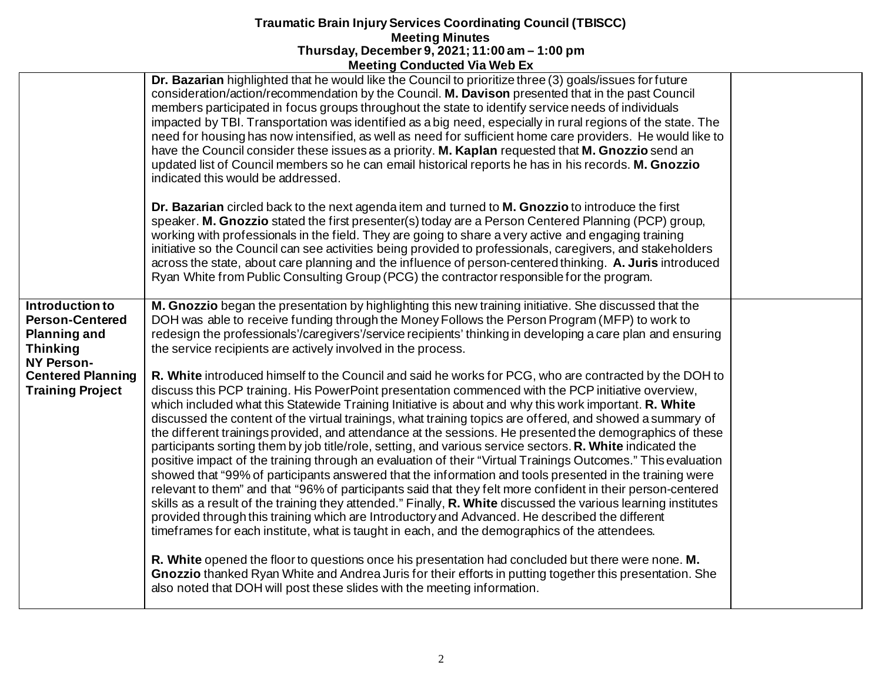| | | |
|---|---|---|
| | **Dr. Bazarian** highlighted that he would like the Council to prioritize three (3) goals/issues for future consideration/action/recommendation by the Council. **M. Davison** presented that in the past Council members participated in focus groups throughout the state to identify service needs of individuals impacted by TBI. Transportation was identified as a big need, especially in rural regions of the state. The need for housing has now intensified, as well as need for sufficient home care providers. He would like to have the Council consider these issues as a priority. **M. Kaplan** requested that **M. Gnozzio** send an updated list of Council members so he can email historical reports he has in his records. **M. Gnozzio** indicated this would be addressed.<br><br>**Dr. Bazarian** circled back to the next agenda item and turned to **M. Gnozzio** to introduce the first speaker. **M. Gnozzio** stated the first presenter(s) today are a Person Centered Planning (PCP) group, working with professionals in the field. They are going to share a very active and engaging training initiative so the Council can see activities being provided to professionals, caregivers, and stakeholders across the state, about care planning and the influence of person-centered thinking. **A. Juris** introduced Ryan White from Public Consulting Group (PCG) the contractor responsible for the program. | |
| **Introduction to Person-Centered Planning and Thinking NY Person-Centered Planning Training Project** | **M. Gnozzio** began the presentation by highlighting this new training initiative. She discussed that the DOH was able to receive funding through the Money Follows the Person Program (MFP) to work to redesign the professionals'/caregivers'/service recipients' thinking in developing a care plan and ensuring the service recipients are actively involved in the process.<br><br>**R. White** introduced himself to the Council and said he works for PCG, who are contracted by the DOH to discuss this PCP training. His PowerPoint presentation commenced with the PCP initiative overview, which included what this Statewide Training Initiative is about and why this work important. **R. White** discussed the content of the virtual trainings, what training topics are offered, and showed a summary of the different trainings provided, and attendance at the sessions. He presented the demographics of these participants sorting them by job title/role, setting, and various service sectors. **R. White** indicated the positive impact of the training through an evaluation of their "Virtual Trainings Outcomes." This evaluation showed that "99% of participants answered that the information and tools presented in the training were relevant to them" and that "96% of participants said that they felt more confident in their person-centered skills as a result of the training they attended." Finally, **R. White** discussed the various learning institutes provided through this training which are Introductory and Advanced. He described the different timeframes for each institute, what is taught in each, and the demographics of the attendees.<br><br>**R. White** opened the floor to questions once his presentation had concluded but there were none. **M. Gnozzio** thanked Ryan White and Andrea Juris for their efforts in putting together this presentation. She also noted that DOH will post these slides with the meeting information. | |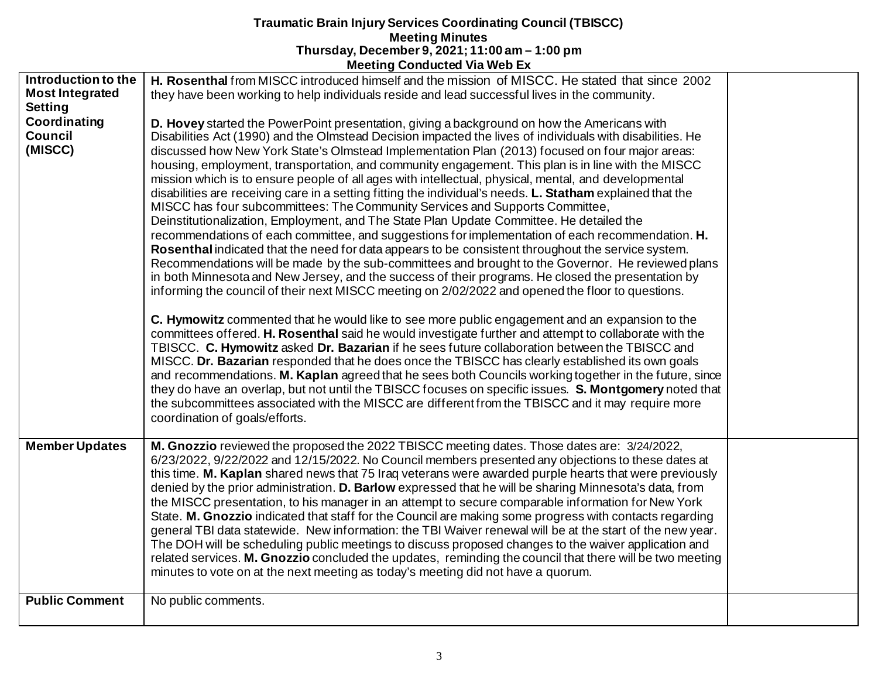**Traumatic Brain Injury Services Coordinating Council (TBISCC)**
**Meeting Minutes**
**Thursday, December 9, 2021; 11:00 am – 1:00 pm**
**Meeting Conducted Via Web Ex**

| | | |
|---|---|---|
| **Introduction to the Most Integrated Setting Coordinating Council (MISCC)** | **H. Rosenthal** from MISCC introduced himself and the mission of MISCC. He stated that since 2002 they have been working to help individuals reside and lead successful lives in the community.<br><br>**D. Hovey** started the PowerPoint presentation, giving a background on how the Americans with Disabilities Act (1990) and the Olmstead Decision impacted the lives of individuals with disabilities. He discussed how New York State's Olmstead Implementation Plan (2013) focused on four major areas: housing, employment, transportation, and community engagement. This plan is in line with the MISCC mission which is to ensure people of all ages with intellectual, physical, mental, and developmental disabilities are receiving care in a setting fitting the individual's needs. **L. Statham** explained that the MISCC has four subcommittees: The Community Services and Supports Committee, Deinstitutionalization, Employment, and The State Plan Update Committee. He detailed the recommendations of each committee, and suggestions for implementation of each recommendation. **H. Rosenthal** indicated that the need for data appears to be consistent throughout the service system. Recommendations will be made by the sub-committees and brought to the Governor. He reviewed plans in both Minnesota and New Jersey, and the success of their programs. He closed the presentation by informing the council of their next MISCC meeting on 2/02/2022 and opened the floor to questions.<br><br>**C. Hymowitz** commented that he would like to see more public engagement and an expansion to the committees offered. **H. Rosenthal** said he would investigate further and attempt to collaborate with the TBISCC. **C. Hymowitz** asked **Dr. Bazarian** if he sees future collaboration between the TBISCC and MISCC. **Dr. Bazarian** responded that he does once the TBISCC has clearly established its own goals and recommendations. **M. Kaplan** agreed that he sees both Councils working together in the future, since they do have an overlap, but not until the TBISCC focuses on specific issues. **S. Montgomery** noted that the subcommittees associated with the MISCC are different from the TBISCC and it may require more coordination of goals/efforts. | |
| **Member Updates** | **M. Gnozzio** reviewed the proposed the 2022 TBISCC meeting dates. Those dates are: 3/24/2022, 6/23/2022, 9/22/2022 and 12/15/2022. No Council members presented any objections to these dates at this time. **M. Kaplan** shared news that 75 Iraq veterans were awarded purple hearts that were previously denied by the prior administration. **D. Barlow** expressed that he will be sharing Minnesota's data, from the MISCC presentation, to his manager in an attempt to secure comparable information for New York State. **M. Gnozzio** indicated that staff for the Council are making some progress with contacts regarding general TBI data statewide. New information: the TBI Waiver renewal will be at the start of the new year. The DOH will be scheduling public meetings to discuss proposed changes to the waiver application and related services. **M. Gnozzio** concluded the updates, reminding the council that there will be two meeting minutes to vote on at the next meeting as today's meeting did not have a quorum. | |
| **Public Comment** | No public comments. | |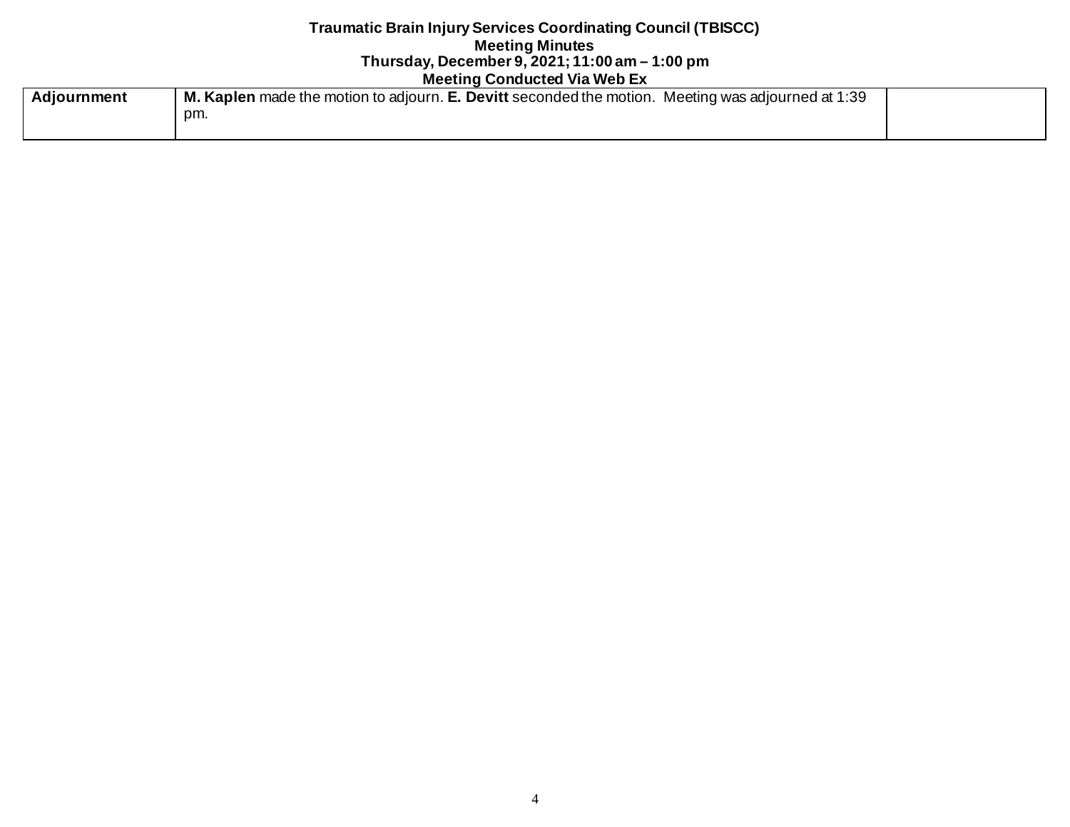| | | |
|---|---|---|
| **Adjournment** | **M. Kaplen** made the motion to adjourn. **E. Devitt** seconded the motion. Meeting was adjourned at 1:39 pm. | |